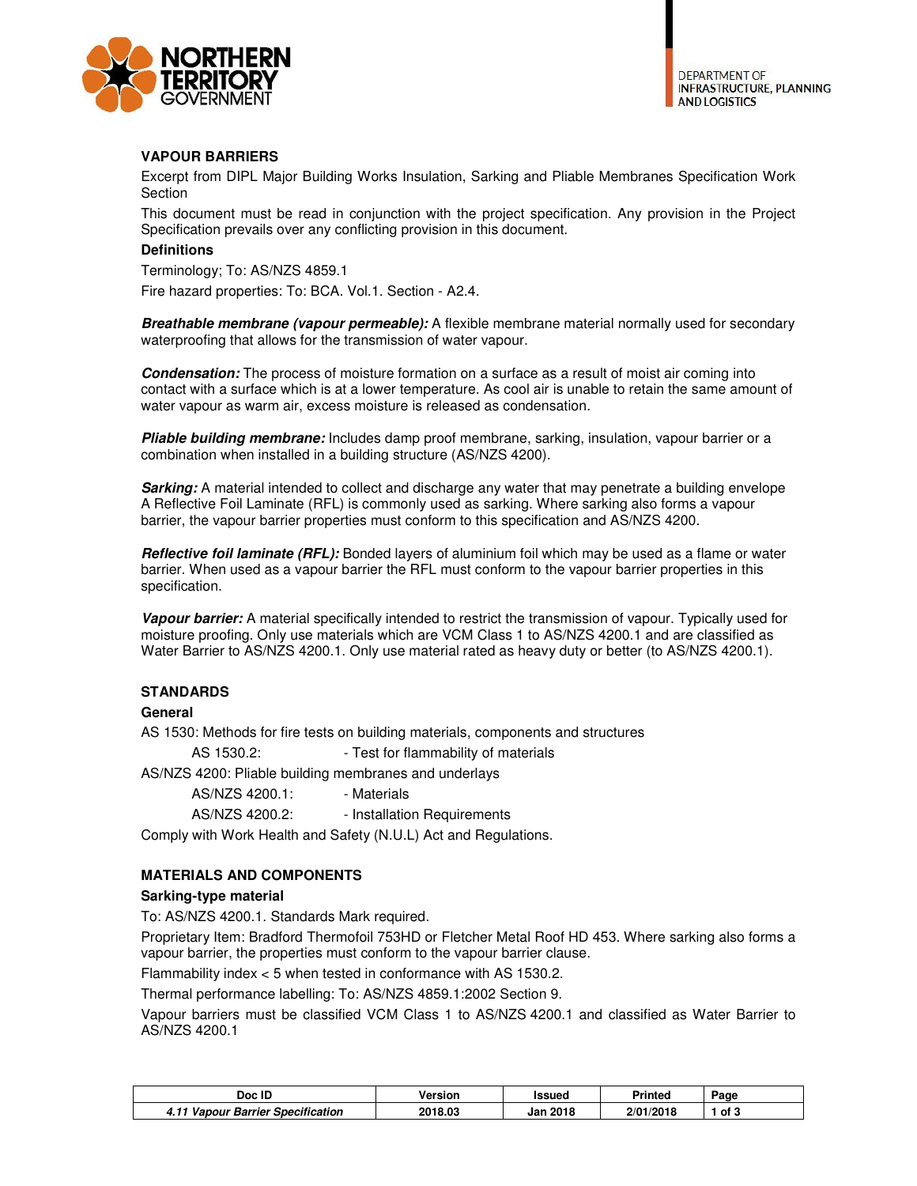## VAPOUR BARRIERS

Excerpt from DIPL Major Building Works Insulation, Sarking and Pliable Membranes Specification Work Section

This document must be read in conjunction with the project specification. Any provision in the Project Specification prevails over any conflicting provision in this document.

### Definitions

Terminology; To: AS/NZS 4859.1

Fire hazard properties: To: BCA. Vol.1. Section - A2.4.

***Breathable membrane (vapour permeable):*** A flexible membrane material normally used for secondary waterproofing that allows for the transmission of water vapour.

***Condensation:*** The process of moisture formation on a surface as a result of moist air coming into contact with a surface which is at a lower temperature. As cool air is unable to retain the same amount of water vapour as warm air, excess moisture is released as condensation.

***Pliable building membrane:*** Includes damp proof membrane, sarking, insulation, vapour barrier or a combination when installed in a building structure (AS/NZS 4200).

***Sarking:*** A material intended to collect and discharge any water that may penetrate a building envelope A Reflective Foil Laminate (RFL) is commonly used as sarking. Where sarking also forms a vapour barrier, the vapour barrier properties must conform to this specification and AS/NZS 4200.

***Reflective foil laminate (RFL):*** Bonded layers of aluminium foil which may be used as a flame or water barrier. When used as a vapour barrier the RFL must conform to the vapour barrier properties in this specification.

***Vapour barrier:*** A material specifically intended to restrict the transmission of vapour. Typically used for moisture proofing. Only use materials which are VCM Class 1 to AS/NZS 4200.1 and are classified as Water Barrier to AS/NZS 4200.1. Only use material rated as heavy duty or better (to AS/NZS 4200.1).

## STANDARDS

### General

AS 1530: Methods for fire tests on building materials, components and structures

- AS 1530.2: - Test for flammability of materials

AS/NZS 4200: Pliable building membranes and underlays

- AS/NZS 4200.1: - Materials
- AS/NZS 4200.2: - Installation Requirements

Comply with Work Health and Safety (N.U.L) Act and Regulations.

## MATERIALS AND COMPONENTS

### Sarking-type material

To: AS/NZS 4200.1. Standards Mark required.

Proprietary Item: Bradford Thermofoil 753HD or Fletcher Metal Roof HD 453. Where sarking also forms a vapour barrier, the properties must conform to the vapour barrier clause.

Flammability index < 5 when tested in conformance with AS 1530.2.

Thermal performance labelling: To: AS/NZS 4859.1:2002 Section 9.

Vapour barriers must be classified VCM Class 1 to AS/NZS 4200.1 and classified as Water Barrier to AS/NZS 4200.1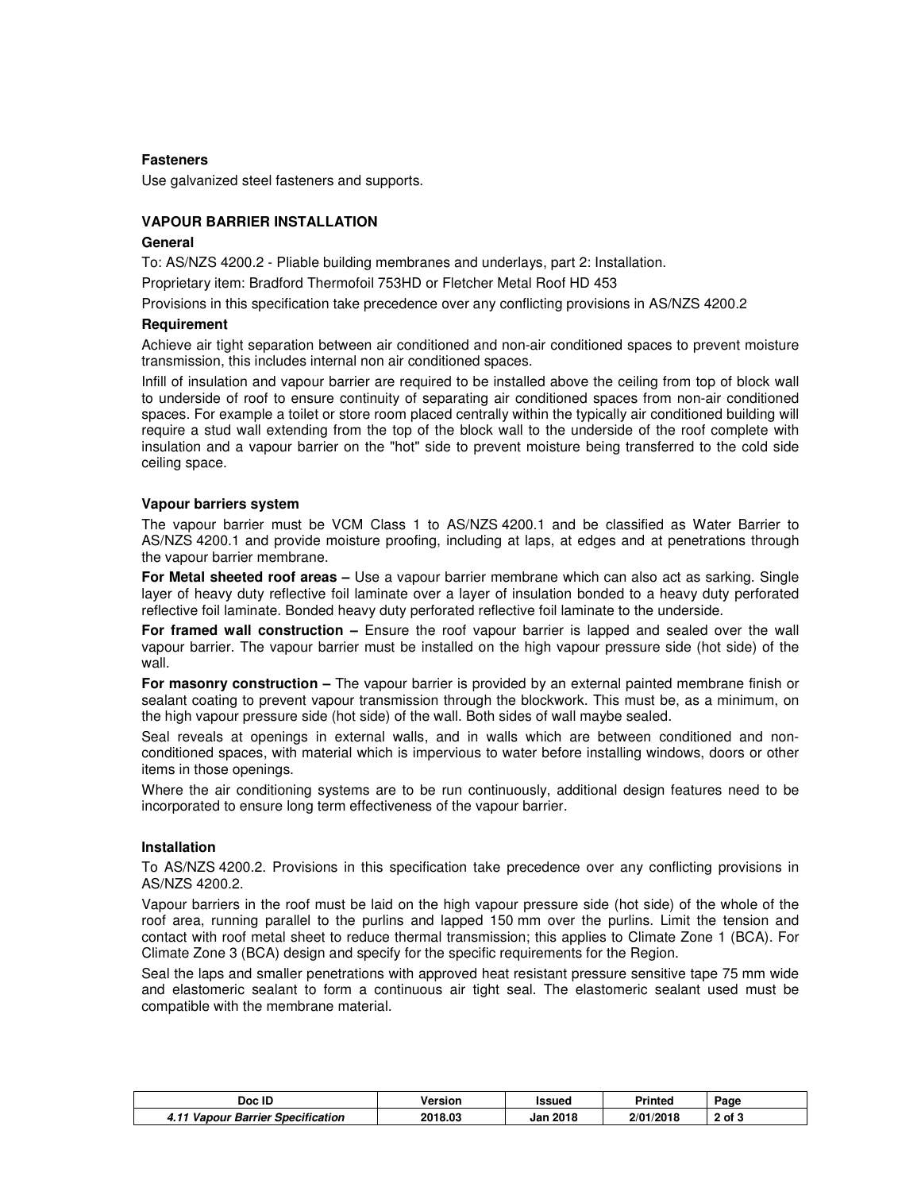**Fasteners**

Use galvanized steel fasteners and supports.

## VAPOUR BARRIER INSTALLATION

**General**

To: AS/NZS 4200.2 - Pliable building membranes and underlays, part 2: Installation.

Proprietary item: Bradford Thermofoil 753HD or Fletcher Metal Roof HD 453

Provisions in this specification take precedence over any conflicting provisions in AS/NZS 4200.2

**Requirement**

Achieve air tight separation between air conditioned and non-air conditioned spaces to prevent moisture transmission, this includes internal non air conditioned spaces.

Infill of insulation and vapour barrier are required to be installed above the ceiling from top of block wall to underside of roof to ensure continuity of separating air conditioned spaces from non-air conditioned spaces. For example a toilet or store room placed centrally within the typically air conditioned building will require a stud wall extending from the top of the block wall to the underside of the roof complete with insulation and a vapour barrier on the "hot" side to prevent moisture being transferred to the cold side ceiling space.

**Vapour barriers system**

The vapour barrier must be VCM Class 1 to AS/NZS 4200.1 and be classified as Water Barrier to AS/NZS 4200.1 and provide moisture proofing, including at laps, at edges and at penetrations through the vapour barrier membrane.

**For Metal sheeted roof areas –** Use a vapour barrier membrane which can also act as sarking. Single layer of heavy duty reflective foil laminate over a layer of insulation bonded to a heavy duty perforated reflective foil laminate. Bonded heavy duty perforated reflective foil laminate to the underside.

**For framed wall construction –** Ensure the roof vapour barrier is lapped and sealed over the wall vapour barrier. The vapour barrier must be installed on the high vapour pressure side (hot side) of the wall.

**For masonry construction –** The vapour barrier is provided by an external painted membrane finish or sealant coating to prevent vapour transmission through the blockwork. This must be, as a minimum, on the high vapour pressure side (hot side) of the wall. Both sides of wall maybe sealed.

Seal reveals at openings in external walls, and in walls which are between conditioned and non-conditioned spaces, with material which is impervious to water before installing windows, doors or other items in those openings.

Where the air conditioning systems are to be run continuously, additional design features need to be incorporated to ensure long term effectiveness of the vapour barrier.

**Installation**

To AS/NZS 4200.2. Provisions in this specification take precedence over any conflicting provisions in AS/NZS 4200.2.

Vapour barriers in the roof must be laid on the high vapour pressure side (hot side) of the whole of the roof area, running parallel to the purlins and lapped 150 mm over the purlins. Limit the tension and contact with roof metal sheet to reduce thermal transmission; this applies to Climate Zone 1 (BCA). For Climate Zone 3 (BCA) design and specify for the specific requirements for the Region.

Seal the laps and smaller penetrations with approved heat resistant pressure sensitive tape 75 mm wide and elastomeric sealant to form a continuous air tight seal. The elastomeric sealant used must be compatible with the membrane material.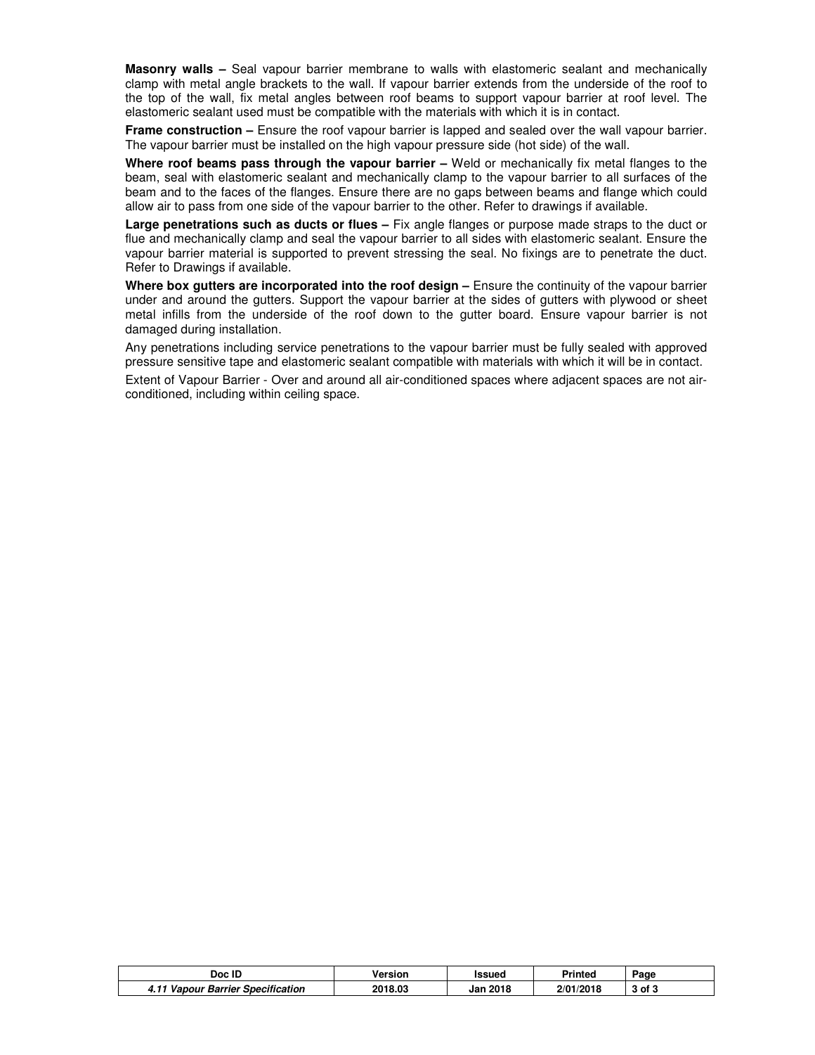**Masonry walls –** Seal vapour barrier membrane to walls with elastomeric sealant and mechanically clamp with metal angle brackets to the wall. If vapour barrier extends from the underside of the roof to the top of the wall, fix metal angles between roof beams to support vapour barrier at roof level. The elastomeric sealant used must be compatible with the materials with which it is in contact.

**Frame construction –** Ensure the roof vapour barrier is lapped and sealed over the wall vapour barrier. The vapour barrier must be installed on the high vapour pressure side (hot side) of the wall.

**Where roof beams pass through the vapour barrier –** Weld or mechanically fix metal flanges to the beam, seal with elastomeric sealant and mechanically clamp to the vapour barrier to all surfaces of the beam and to the faces of the flanges. Ensure there are no gaps between beams and flange which could allow air to pass from one side of the vapour barrier to the other. Refer to drawings if available.

**Large penetrations such as ducts or flues –** Fix angle flanges or purpose made straps to the duct or flue and mechanically clamp and seal the vapour barrier to all sides with elastomeric sealant. Ensure the vapour barrier material is supported to prevent stressing the seal. No fixings are to penetrate the duct. Refer to Drawings if available.

**Where box gutters are incorporated into the roof design –** Ensure the continuity of the vapour barrier under and around the gutters. Support the vapour barrier at the sides of gutters with plywood or sheet metal infills from the underside of the roof down to the gutter board. Ensure vapour barrier is not damaged during installation.

Any penetrations including service penetrations to the vapour barrier must be fully sealed with approved pressure sensitive tape and elastomeric sealant compatible with materials with which it will be in contact.

Extent of Vapour Barrier - Over and around all air-conditioned spaces where adjacent spaces are not air-conditioned, including within ceiling space.